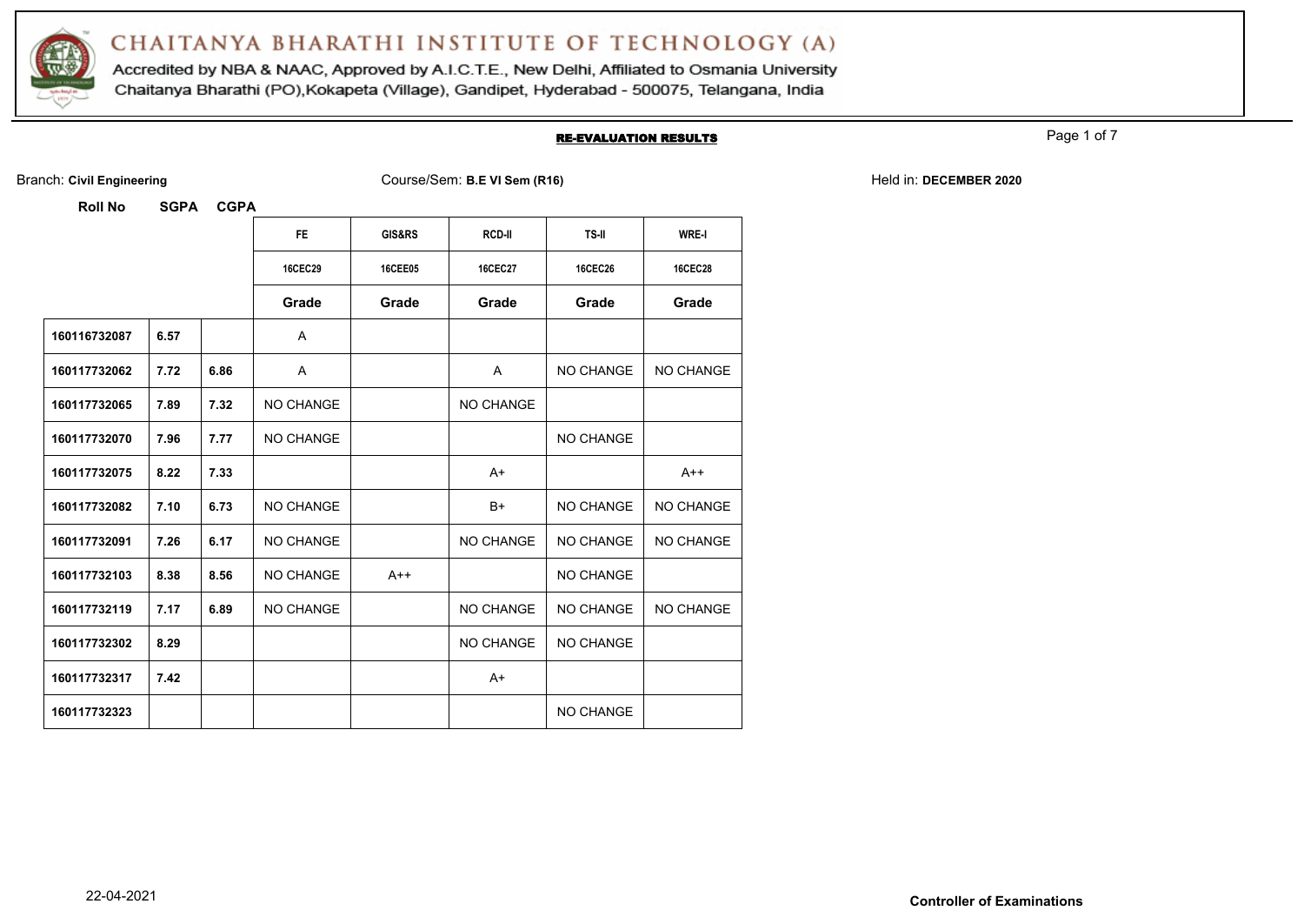# CHAITANYA BHARATHI INSTITUTE OF TECHNOLOGY (A)

Accredited by NBA & NAAC, Approved by A.I.C.T.E., New Delhi, Affiliated to Osmania University
Chaitanya Bharathi (PO),Kokapeta (Village), Gandipet, Hyderabad - 500075, Telangana, India

## RE-EVALUATION RESULTS

Branch: **Civil Engineering** Course/Sem: **B.E VI Sem (R16)** Held in: **DECEMBER 2020**

| Roll No | SGPA | CGPA | FE | GIS&RS | RCD-II | TS-II | WRE-I |
|---|---|---|---|---|---|---|---|
| | | | 16CEC29 | 16CEE05 | 16CEC27 | 16CEC26 | 16CEC28 |
| | | | Grade | Grade | Grade | Grade | Grade |
| 160116732087 | 6.57 | | A | | | | |
| 160117732062 | 7.72 | 6.86 | A | | A | NO CHANGE | NO CHANGE |
| 160117732065 | 7.89 | 7.32 | NO CHANGE | | NO CHANGE | | |
| 160117732070 | 7.96 | 7.77 | NO CHANGE | | | NO CHANGE | |
| 160117732075 | 8.22 | 7.33 | | | A+ | | A++ |
| 160117732082 | 7.10 | 6.73 | NO CHANGE | | B+ | NO CHANGE | NO CHANGE |
| 160117732091 | 7.26 | 6.17 | NO CHANGE | | NO CHANGE | NO CHANGE | NO CHANGE |
| 160117732103 | 8.38 | 8.56 | NO CHANGE | A++ | | NO CHANGE | |
| 160117732119 | 7.17 | 6.89 | NO CHANGE | | NO CHANGE | NO CHANGE | NO CHANGE |
| 160117732302 | 8.29 | | | | NO CHANGE | NO CHANGE | |
| 160117732317 | 7.42 | | | | A+ | | |
| 160117732323 | | | | | | NO CHANGE | |

22-04-2021

**Controller of Examinations**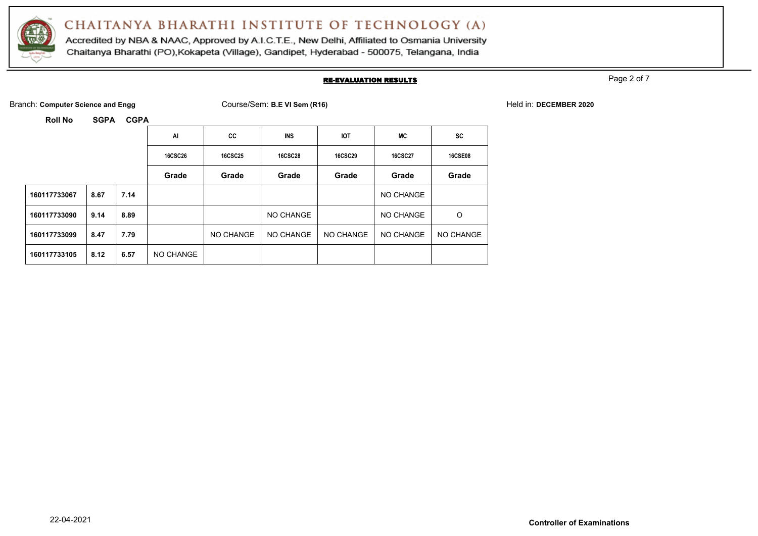# CHAITANYA BHARATHI INSTITUTE OF TECHNOLOGY (A)

Accredited by NBA & NAAC, Approved by A.I.C.T.E., New Delhi, Affiliated to Osmania University
Chaitanya Bharathi (PO),Kokapeta (Village), Gandipet, Hyderabad - 500075, Telangana, India

## RE-EVALUATION RESULTS

Branch: **Computer Science and Engg** Course/Sem: **B.E VI Sem (R16)** Held in: **DECEMBER 2020**

| Roll No | SGPA | CGPA | AI | CC | INS | IOT | MC | SC |
|---|---|---|---|---|---|---|---|---|
| | | | 16CSC26 | 16CSC25 | 16CSC28 | 16CSC29 | 16CSC27 | 16CSE08 |
| | | | Grade | Grade | Grade | Grade | Grade | Grade |
| 160117733067 | 8.67 | 7.14 | | | | | NO CHANGE | |
| 160117733090 | 9.14 | 8.89 | | | NO CHANGE | | NO CHANGE | O |
| 160117733099 | 8.47 | 7.79 | | NO CHANGE | NO CHANGE | NO CHANGE | NO CHANGE | NO CHANGE |
| 160117733105 | 8.12 | 6.57 | NO CHANGE | | | | | |

22-04-2021

**Controller of Examinations**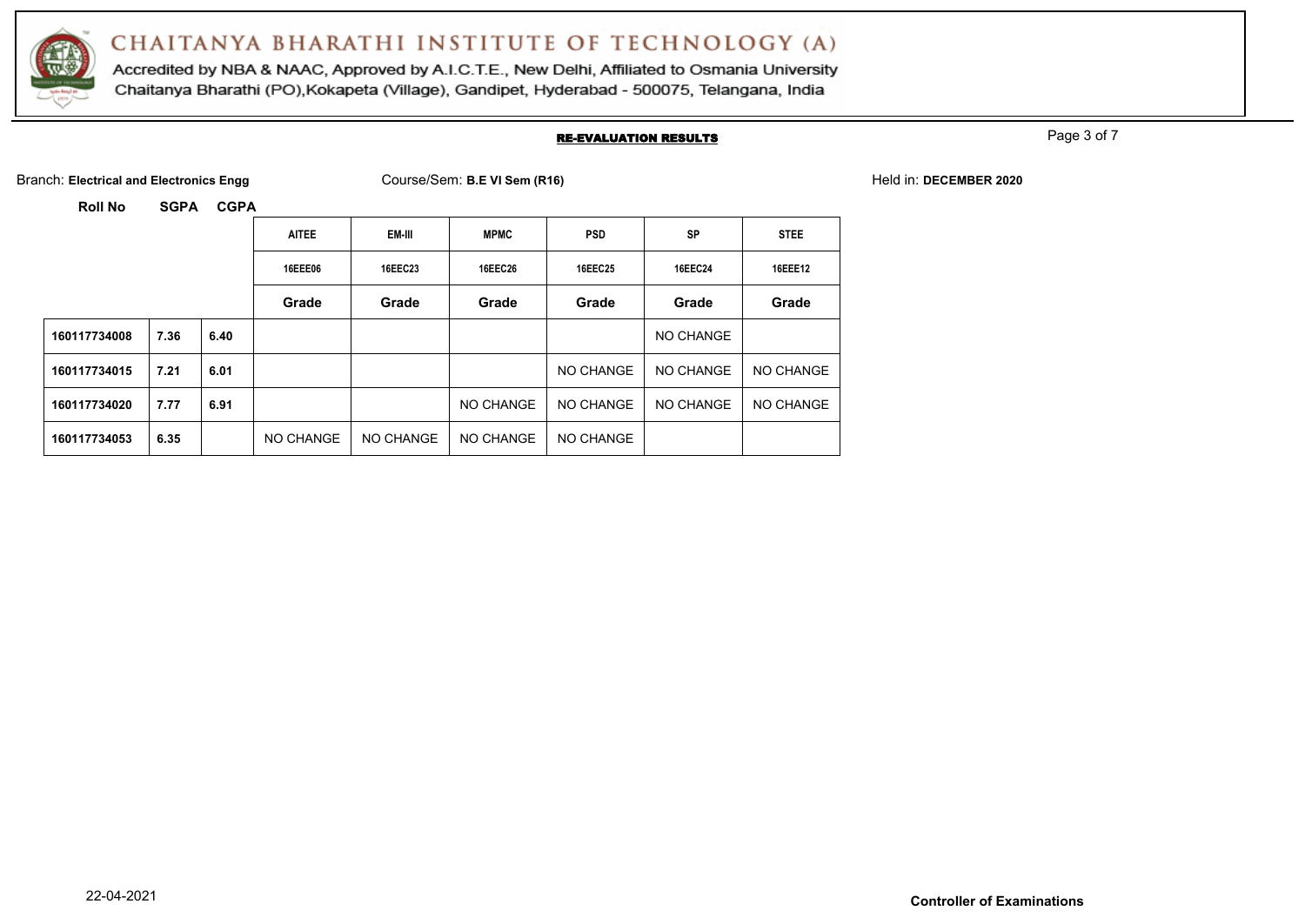# CHAITANYA BHARATHI INSTITUTE OF TECHNOLOGY (A)

Accredited by NBA & NAAC, Approved by A.I.C.T.E., New Delhi, Affiliated to Osmania University

Chaitanya Bharathi (PO),Kokapeta (Village), Gandipet, Hyderabad - 500075, Telangana, India

## RE-EVALUATION RESULTS

Branch: **Electrical and Electronics Engg** Course/Sem: **B.E VI Sem (R16)** Held in: **DECEMBER 2020**

| Roll No | SGPA | CGPA | AITEE | EM-III | MPMC | PSD | SP | STEE |
|---|---|---|---|---|---|---|---|---|
| | | | 16EEE06 | 16EEC23 | 16EEC26 | 16EEC25 | 16EEC24 | 16EEE12 |
| | | | Grade | Grade | Grade | Grade | Grade | Grade |
| 160117734008 | 7.36 | 6.40 | | | | | NO CHANGE | |
| 160117734015 | 7.21 | 6.01 | | | | NO CHANGE | NO CHANGE | NO CHANGE |
| 160117734020 | 7.77 | 6.91 | | | NO CHANGE | NO CHANGE | NO CHANGE | NO CHANGE |
| 160117734053 | 6.35 | | NO CHANGE | NO CHANGE | NO CHANGE | NO CHANGE | | |

22-04-2021

**Controller of Examinations**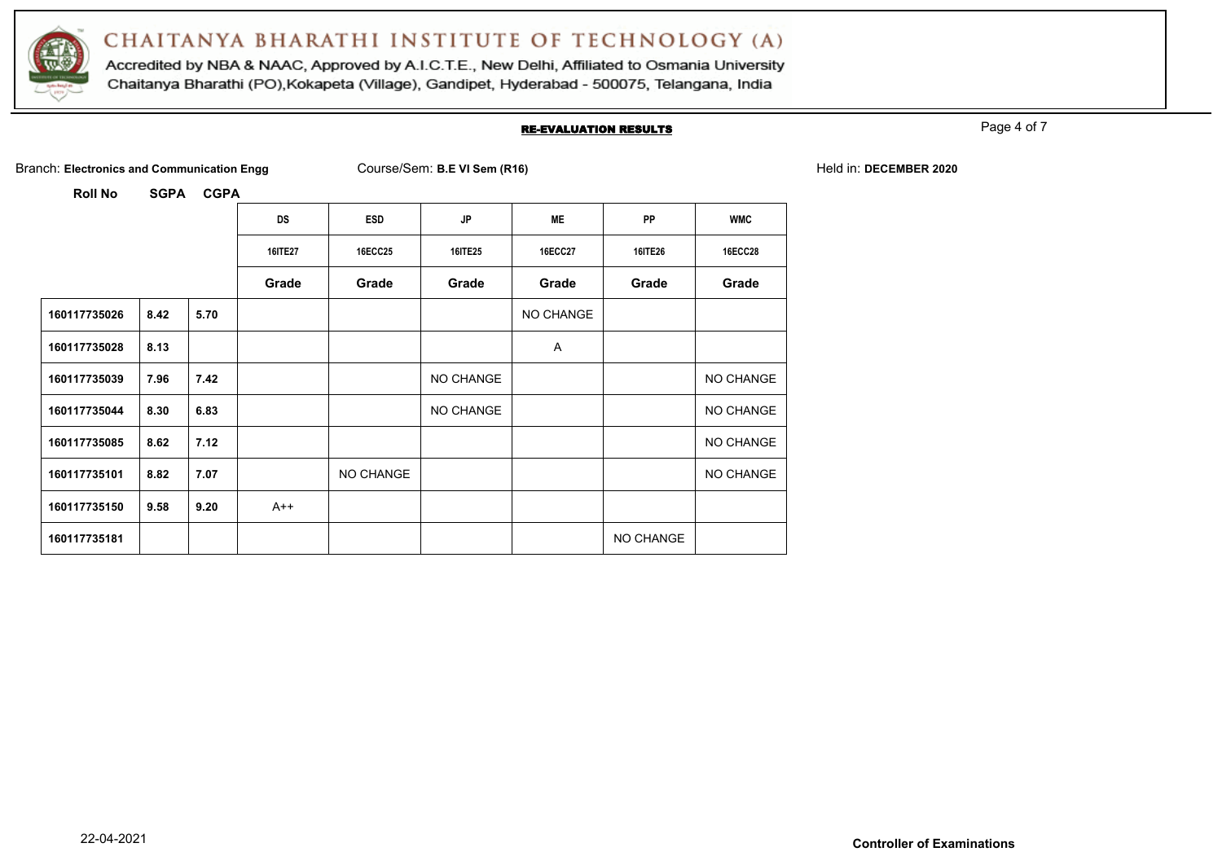# CHAITANYA BHARATHI INSTITUTE OF TECHNOLOGY (A)

Accredited by NBA & NAAC, Approved by A.I.C.T.E., New Delhi, Affiliated to Osmania University

Chaitanya Bharathi (PO),Kokapeta (Village), Gandipet, Hyderabad - 500075, Telangana, India

## RE-EVALUATION RESULTS

Branch: **Electronics and Communication Engg** Course/Sem: **B.E VI Sem (R16)** Held in: **DECEMBER 2020**

| Roll No | SGPA | CGPA | DS | ESD | JP | ME | PP | WMC |
|---|---|---|---|---|---|---|---|---|
| | | | 16ITE27 | 16ECC25 | 16ITE25 | 16ECC27 | 16ITE26 | 16ECC28 |
| | | | Grade | Grade | Grade | Grade | Grade | Grade |
| 160117735026 | 8.42 | 5.70 | | | | NO CHANGE | | |
| 160117735028 | 8.13 | | | | | A | | |
| 160117735039 | 7.96 | 7.42 | | | NO CHANGE | | | NO CHANGE |
| 160117735044 | 8.30 | 6.83 | | | NO CHANGE | | | NO CHANGE |
| 160117735085 | 8.62 | 7.12 | | | | | | NO CHANGE |
| 160117735101 | 8.82 | 7.07 | | NO CHANGE | | | | NO CHANGE |
| 160117735150 | 9.58 | 9.20 | A++ | | | | | |
| 160117735181 | | | | | | | NO CHANGE | |

22-04-2021

**Controller of Examinations**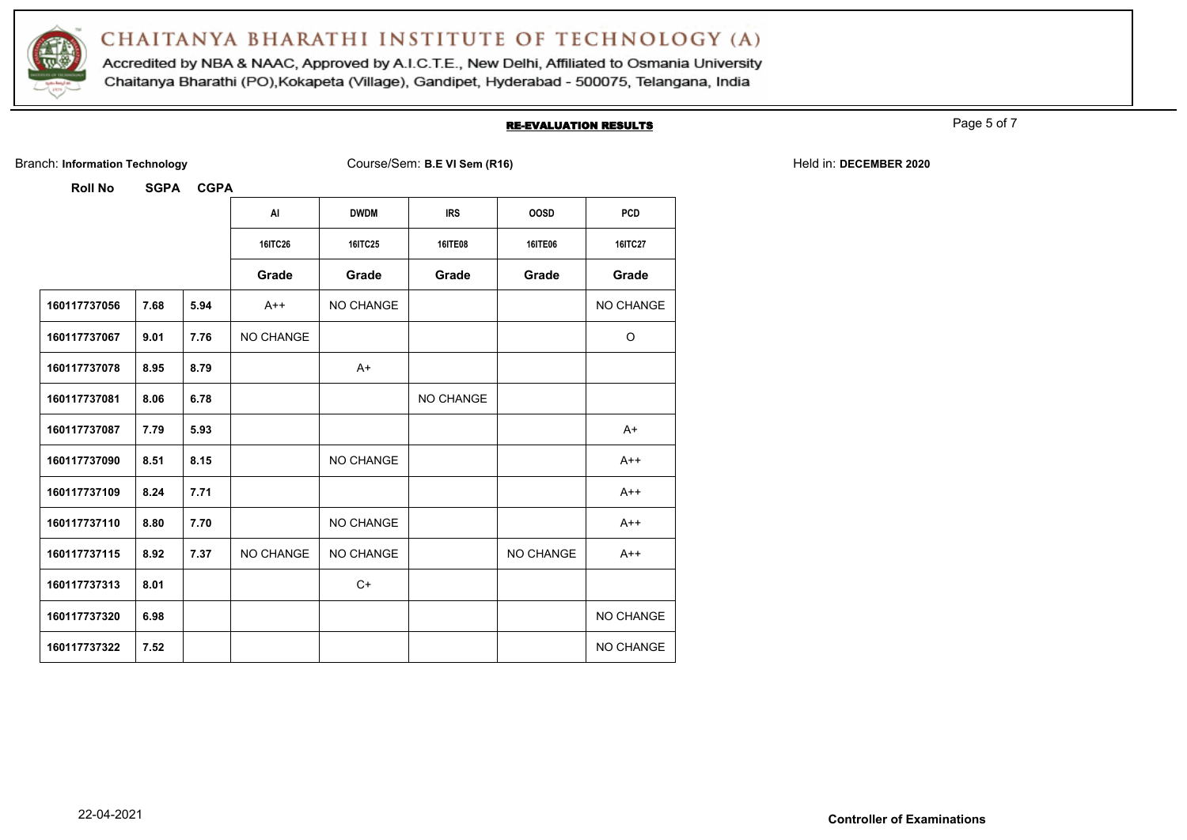# CHAITANYA BHARATHI INSTITUTE OF TECHNOLOGY (A)

Accredited by NBA & NAAC, Approved by A.I.C.T.E., New Delhi, Affiliated to Osmania University
Chaitanya Bharathi (PO),Kokapeta (Village), Gandipet, Hyderabad - 500075, Telangana, India

## RE-EVALUATION RESULTS

Branch: **Information Technology** Course/Sem: **B.E VI Sem (R16)** Held in: **DECEMBER 2020**

| Roll No | SGPA | CGPA | AI | DWDM | IRS | OOSD | PCD |
|---|---|---|---|---|---|---|---|
| | | | 16ITC26 | 16ITC25 | 16ITE08 | 16ITE06 | 16ITC27 |
| | | | Grade | Grade | Grade | Grade | Grade |
| 160117737056 | 7.68 | 5.94 | A++ | NO CHANGE | | | NO CHANGE |
| 160117737067 | 9.01 | 7.76 | NO CHANGE | | | | O |
| 160117737078 | 8.95 | 8.79 | | A+ | | | |
| 160117737081 | 8.06 | 6.78 | | | NO CHANGE | | |
| 160117737087 | 7.79 | 5.93 | | | | | A+ |
| 160117737090 | 8.51 | 8.15 | | NO CHANGE | | | A++ |
| 160117737109 | 8.24 | 7.71 | | | | | A++ |
| 160117737110 | 8.80 | 7.70 | | NO CHANGE | | | A++ |
| 160117737115 | 8.92 | 7.37 | NO CHANGE | NO CHANGE | | NO CHANGE | A++ |
| 160117737313 | 8.01 | | | C+ | | | |
| 160117737320 | 6.98 | | | | | | NO CHANGE |
| 160117737322 | 7.52 | | | | | | NO CHANGE |

22-04-2021

**Controller of Examinations**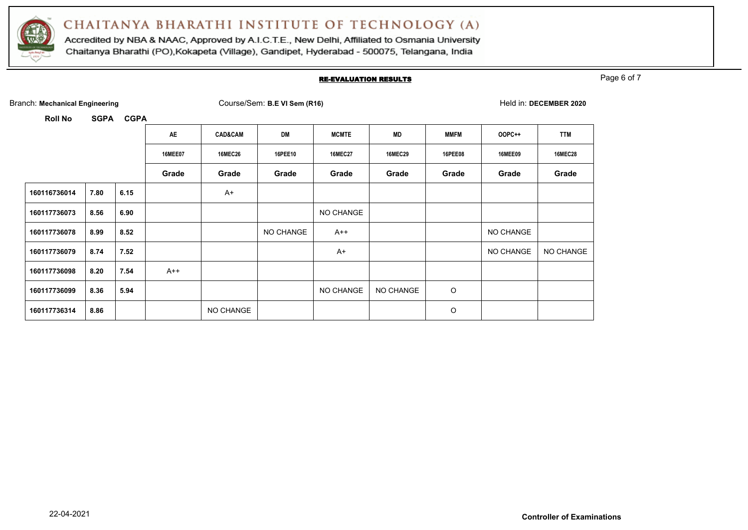# CHAITANYA BHARATHI INSTITUTE OF TECHNOLOGY (A)

Accredited by NBA & NAAC, Approved by A.I.C.T.E., New Delhi, Affiliated to Osmania University

Chaitanya Bharathi (PO),Kokapeta (Village), Gandipet, Hyderabad - 500075, Telangana, India

## RE-EVALUATION RESULTS

Branch: **Mechanical Engineering** Course/Sem: **B.E VI Sem (R16)** Held in: **DECEMBER 2020**

| Roll No | SGPA | CGPA | AE | CAD&CAM | DM | MCMTE | MD | MMFM | OOPC++ | TTM |
|---|---|---|---|---|---|---|---|---|---|---|
| | | | 16MEE07 | 16MEC26 | 16PEE10 | 16MEC27 | 16MEC29 | 16PEE08 | 16MEE09 | 16MEC28 |
| | | | Grade | Grade | Grade | Grade | Grade | Grade | Grade | Grade |
| 160116736014 | 7.80 | 6.15 | | A+ | | | | | | |
| 160117736073 | 8.56 | 6.90 | | | | NO CHANGE | | | | |
| 160117736078 | 8.99 | 8.52 | | | NO CHANGE | A++ | | | NO CHANGE | |
| 160117736079 | 8.74 | 7.52 | | | | A+ | | | NO CHANGE | NO CHANGE |
| 160117736098 | 8.20 | 7.54 | A++ | | | | | | | |
| 160117736099 | 8.36 | 5.94 | | | | NO CHANGE | NO CHANGE | O | | |
| 160117736314 | 8.86 | | | NO CHANGE | | | | O | | |

22-04-2021

**Controller of Examinations**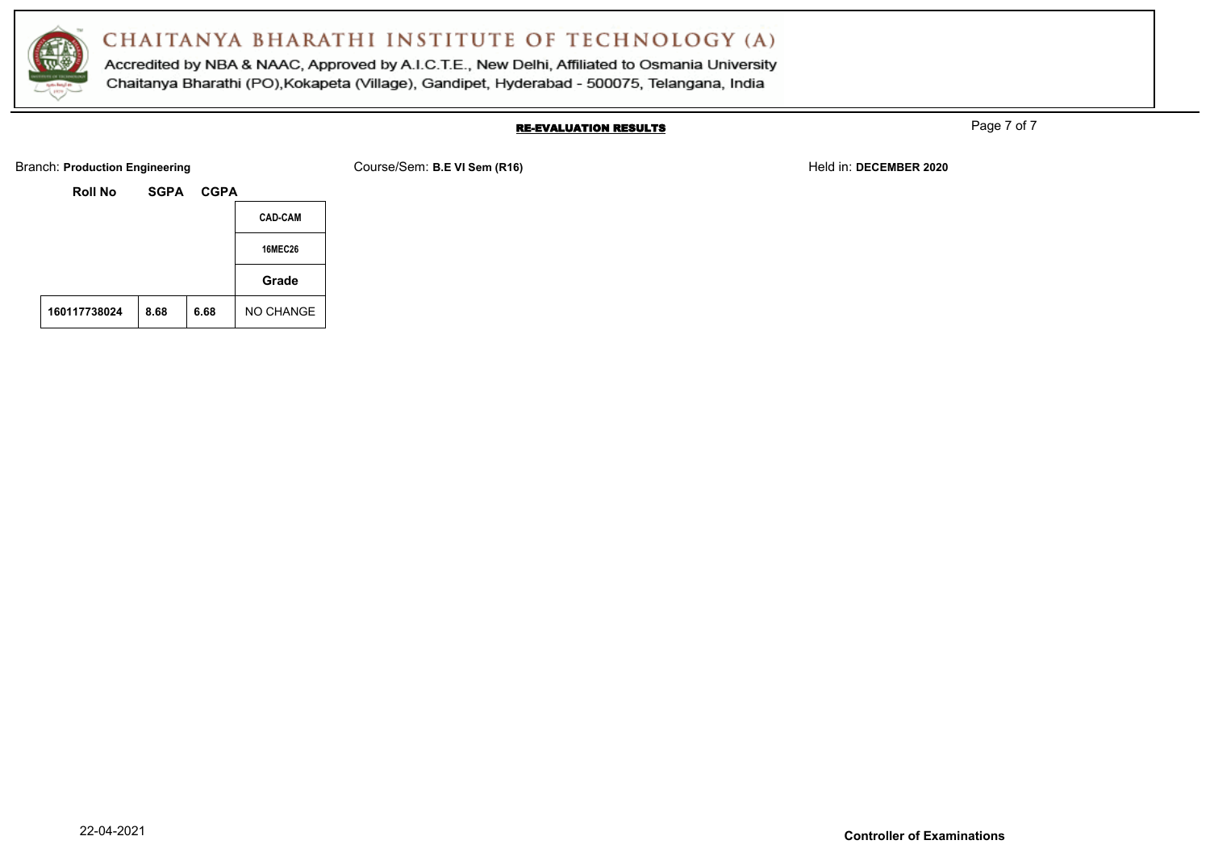# CHAITANYA BHARATHI INSTITUTE OF TECHNOLOGY (A)

Accredited by NBA & NAAC, Approved by A.I.C.T.E., New Delhi, Affiliated to Osmania University
Chaitanya Bharathi (PO),Kokapeta (Village), Gandipet, Hyderabad - 500075, Telangana, India

**RE-EVALUATION RESULTS**

Branch: **Production Engineering** Course/Sem: **B.E VI Sem (R16)** Held in: **DECEMBER 2020**

| Roll No | SGPA | CGPA | CAD-CAM |
|---|---|---|---|
| | | | 16MEC26 |
| | | | Grade |
| 160117738024 | 8.68 | 6.68 | NO CHANGE |

22-04-2021

**Controller of Examinations**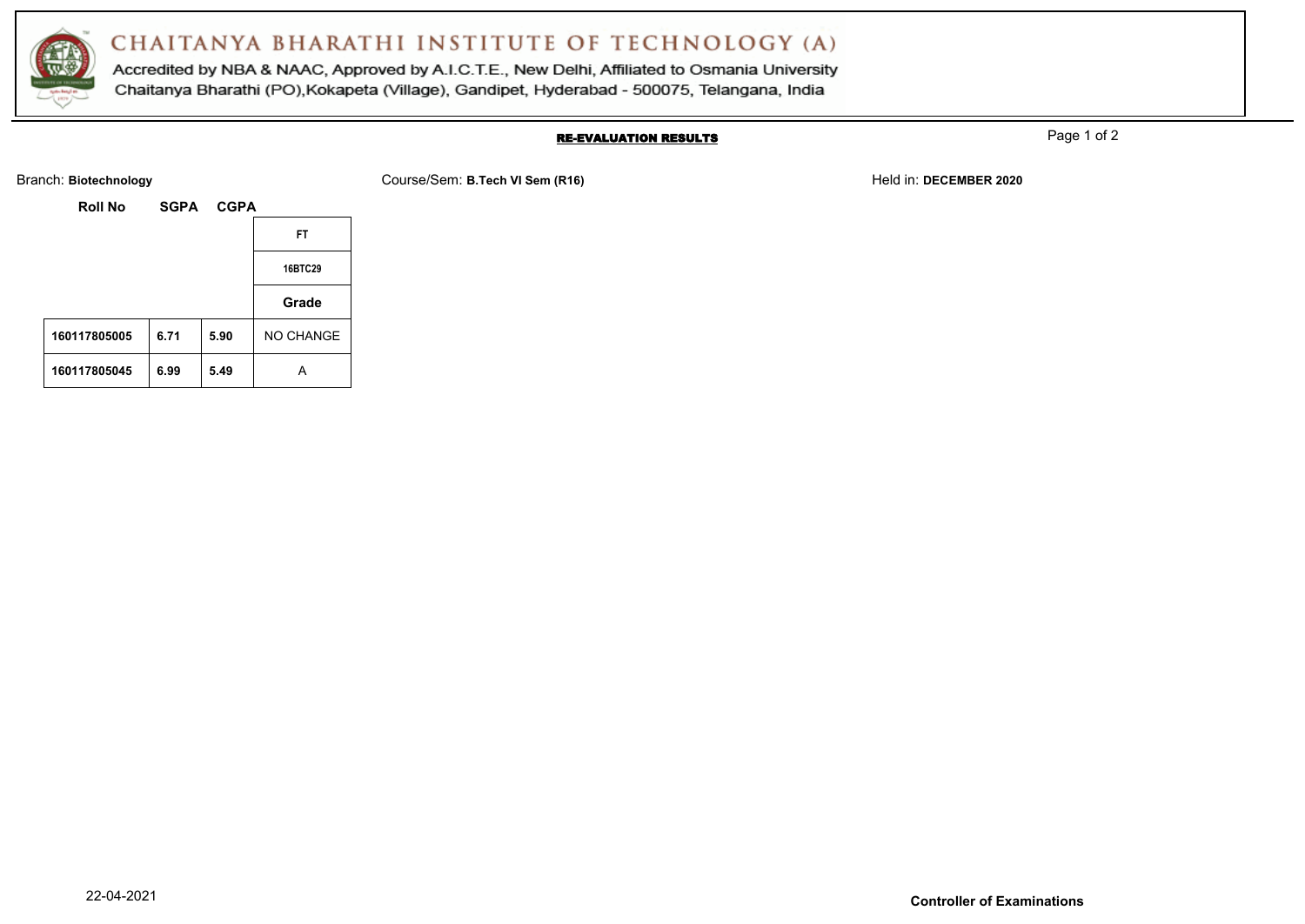# CHAITANYA BHARATHI INSTITUTE OF TECHNOLOGY (A)

Accredited by NBA & NAAC, Approved by A.I.C.T.E., New Delhi, Affiliated to Osmania University
Chaitanya Bharathi (PO),Kokapeta (Village), Gandipet, Hyderabad - 500075, Telangana, India

## RE-EVALUATION RESULTS

Branch: **Biotechnology** Course/Sem: **B.Tech VI Sem (R16)** Held in: **DECEMBER 2020**

| Roll No | SGPA | CGPA | FT |
|---|---|---|---|
| | | | 16BTC29 |
| | | | Grade |
| **160117805005** | **6.71** | **5.90** | NO CHANGE |
| **160117805045** | **6.99** | **5.49** | A |

22-04-2021

**Controller of Examinations**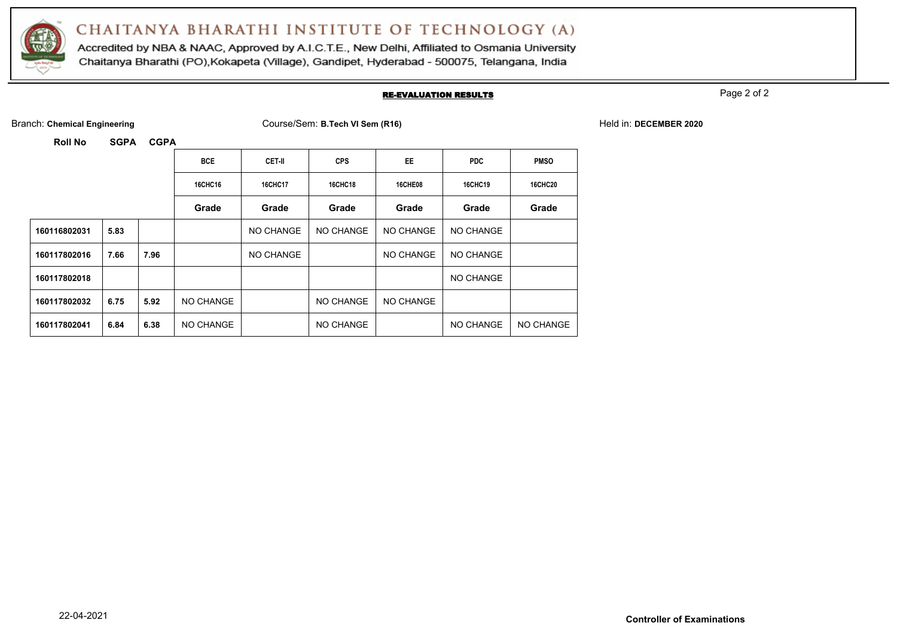# CHAITANYA BHARATHI INSTITUTE OF TECHNOLOGY (A)

Accredited by NBA & NAAC, Approved by A.I.C.T.E., New Delhi, Affiliated to Osmania University
Chaitanya Bharathi (PO),Kokapeta (Village), Gandipet, Hyderabad - 500075, Telangana, India

**RE-EVALUATION RESULTS**

Branch: **Chemical Engineering** Course/Sem: **B.Tech VI Sem (R16)** Held in: **DECEMBER 2020**

| Roll No | SGPA | CGPA | BCE | CET-II | CPS | EE | PDC | PMSO |
|---|---|---|---|---|---|---|---|---|
| | | | 16CHC16 | 16CHC17 | 16CHC18 | 16CHE08 | 16CHC19 | 16CHC20 |
| | | | Grade | Grade | Grade | Grade | Grade | Grade |
| 160116802031 | 5.83 | | | NO CHANGE | NO CHANGE | NO CHANGE | NO CHANGE | |
| 160117802016 | 7.66 | 7.96 | | NO CHANGE | | NO CHANGE | NO CHANGE | |
| 160117802018 | | | | | | | NO CHANGE | |
| 160117802032 | 6.75 | 5.92 | NO CHANGE | | NO CHANGE | NO CHANGE | | |
| 160117802041 | 6.84 | 6.38 | NO CHANGE | | NO CHANGE | | NO CHANGE | NO CHANGE |

22-04-2021

**Controller of Examinations**